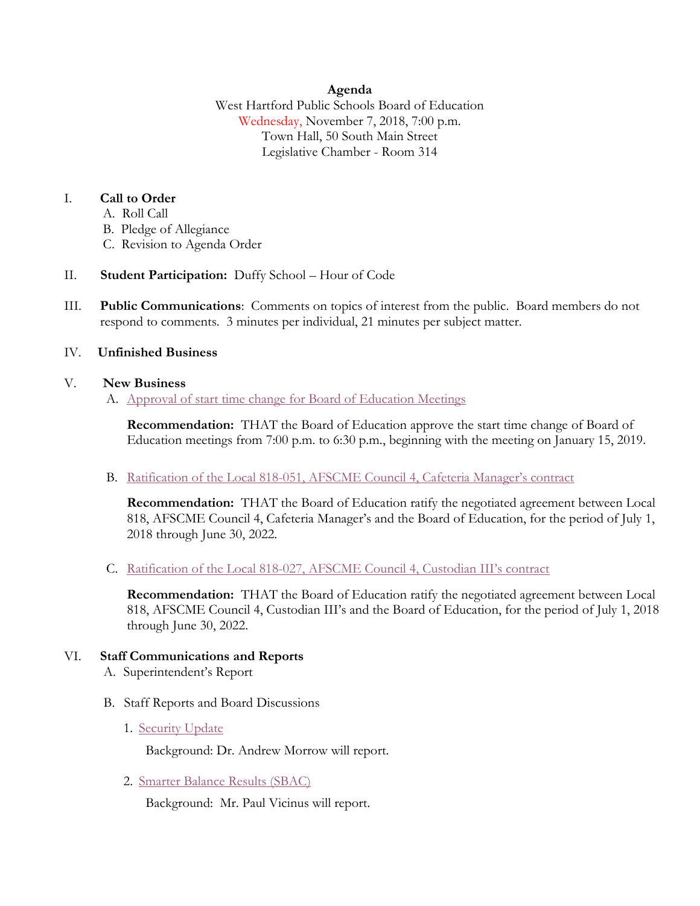**Agenda**
West Hartford Public Schools Board of Education
Wednesday, November 7, 2018, 7:00 p.m.
Town Hall, 50 South Main Street
Legislative Chamber - Room 314

I. **Call to Order**
   A. Roll Call
   B. Pledge of Allegiance
   C. Revision to Agenda Order

II. **Student Participation:** Duffy School – Hour of Code

III. **Public Communications**: Comments on topics of interest from the public. Board members do not respond to comments. 3 minutes per individual, 21 minutes per subject matter.

IV. **Unfinished Business**

V. **New Business**
   A. Approval of start time change for Board of Education Meetings

      **Recommendation:** THAT the Board of Education approve the start time change of Board of Education meetings from 7:00 p.m. to 6:30 p.m., beginning with the meeting on January 15, 2019.

   B. Ratification of the Local 818-051, AFSCME Council 4, Cafeteria Manager's contract

      **Recommendation:** THAT the Board of Education ratify the negotiated agreement between Local 818, AFSCME Council 4, Cafeteria Manager's and the Board of Education, for the period of July 1, 2018 through June 30, 2022.

   C. Ratification of the Local 818-027, AFSCME Council 4, Custodian III's contract

      **Recommendation:** THAT the Board of Education ratify the negotiated agreement between Local 818, AFSCME Council 4, Custodian III's and the Board of Education, for the period of July 1, 2018 through June 30, 2022.

VI. **Staff Communications and Reports**
   A. Superintendent's Report

   B. Staff Reports and Board Discussions

      1. Security Update

         Background: Dr. Andrew Morrow will report.

      2. Smarter Balance Results (SBAC)

         Background: Mr. Paul Vicinus will report.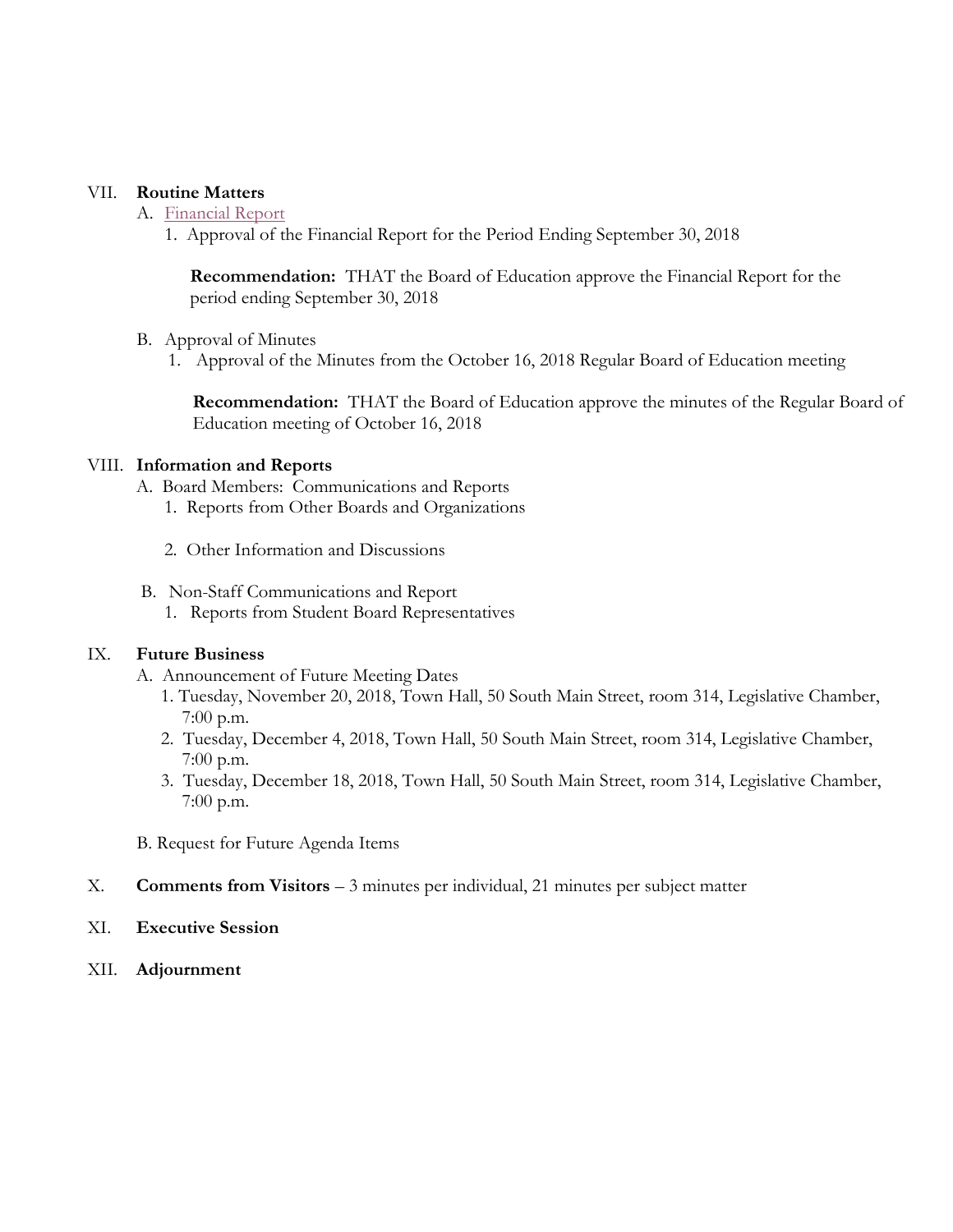VII. **Routine Matters**

A. Financial Report

1. Approval of the Financial Report for the Period Ending September 30, 2018

**Recommendation:** THAT the Board of Education approve the Financial Report for the period ending September 30, 2018

B. Approval of Minutes

1. Approval of the Minutes from the October 16, 2018 Regular Board of Education meeting

**Recommendation:** THAT the Board of Education approve the minutes of the Regular Board of Education meeting of October 16, 2018

VIII. **Information and Reports**

A. Board Members: Communications and Reports

1. Reports from Other Boards and Organizations

2. Other Information and Discussions

B. Non-Staff Communications and Report

1. Reports from Student Board Representatives

IX. **Future Business**

A. Announcement of Future Meeting Dates

1. Tuesday, November 20, 2018, Town Hall, 50 South Main Street, room 314, Legislative Chamber, 7:00 p.m.
2. Tuesday, December 4, 2018, Town Hall, 50 South Main Street, room 314, Legislative Chamber, 7:00 p.m.
3. Tuesday, December 18, 2018, Town Hall, 50 South Main Street, room 314, Legislative Chamber, 7:00 p.m.

B. Request for Future Agenda Items

X. **Comments from Visitors** – 3 minutes per individual, 21 minutes per subject matter

XI. **Executive Session**

XII. **Adjournment**